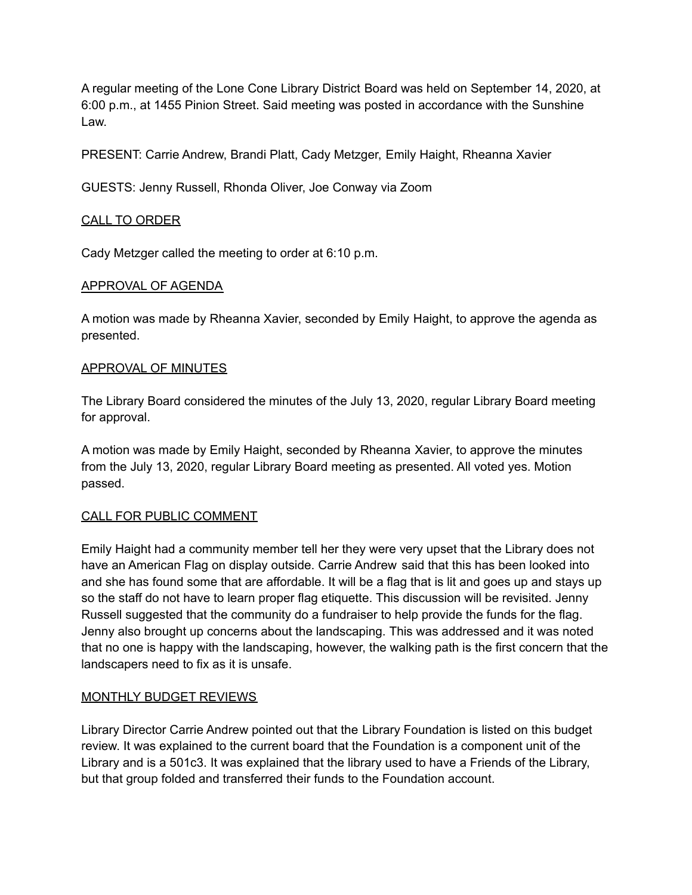A regular meeting of the Lone Cone Library District Board was held on September 14, 2020, at 6:00 p.m., at 1455 Pinion Street. Said meeting was posted in accordance with the Sunshine Law.

PRESENT: Carrie Andrew, Brandi Platt, Cady Metzger, Emily Haight, Rheanna Xavier

GUESTS: Jenny Russell, Rhonda Oliver, Joe Conway via Zoom

<u>CALL TO ORDER</u>

Cady Metzger called the meeting to order at 6:10 p.m.

<u>APPROVAL OF AGENDA</u>

A motion was made by Rheanna Xavier, seconded by Emily Haight, to approve the agenda as presented.

<u>APPROVAL OF MINUTES</u>

The Library Board considered the minutes of the July 13, 2020, regular Library Board meeting for approval.

A motion was made by Emily Haight, seconded by Rheanna Xavier, to approve the minutes from the July 13, 2020, regular Library Board meeting as presented. All voted yes. Motion passed.

<u>CALL FOR PUBLIC COMMENT</u>

Emily Haight had a community member tell her they were very upset that the Library does not have an American Flag on display outside. Carrie Andrew said that this has been looked into and she has found some that are affordable. It will be a flag that is lit and goes up and stays up so the staff do not have to learn proper flag etiquette. This discussion will be revisited. Jenny Russell suggested that the community do a fundraiser to help provide the funds for the flag. Jenny also brought up concerns about the landscaping. This was addressed and it was noted that no one is happy with the landscaping, however, the walking path is the first concern that the landscapers need to fix as it is unsafe.

<u>MONTHLY BUDGET REVIEWS</u>

Library Director Carrie Andrew pointed out that the Library Foundation is listed on this budget review. It was explained to the current board that the Foundation is a component unit of the Library and is a 501c3. It was explained that the library used to have a Friends of the Library, but that group folded and transferred their funds to the Foundation account.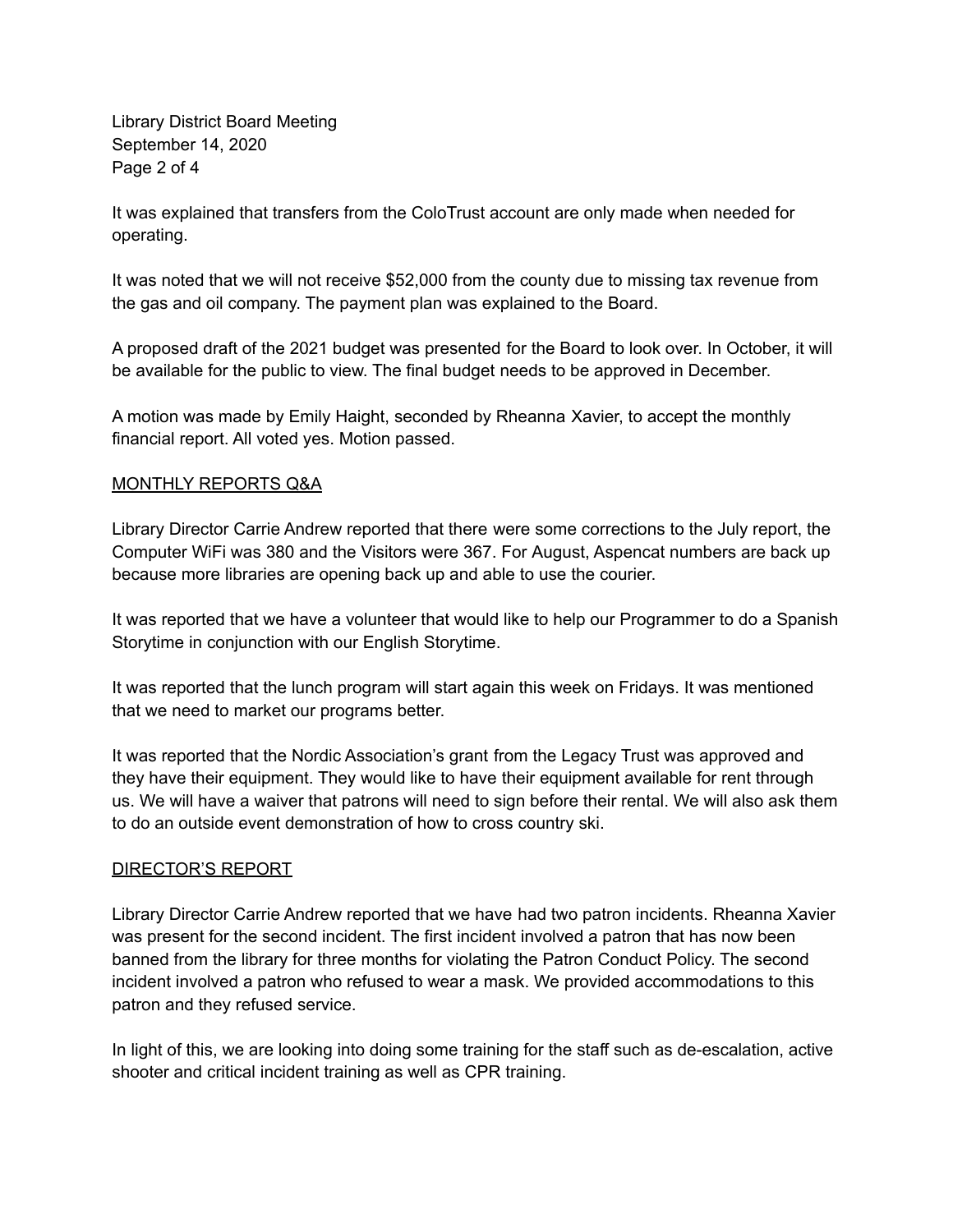It was explained that transfers from the ColoTrust account are only made when needed for operating.

It was noted that we will not receive $52,000 from the county due to missing tax revenue from the gas and oil company. The payment plan was explained to the Board.

A proposed draft of the 2021 budget was presented for the Board to look over. In October, it will be available for the public to view. The final budget needs to be approved in December.

A motion was made by Emily Haight, seconded by Rheanna Xavier, to accept the monthly financial report. All voted yes. Motion passed.

## MONTHLY REPORTS Q&A

Library Director Carrie Andrew reported that there were some corrections to the July report, the Computer WiFi was 380 and the Visitors were 367. For August, Aspencat numbers are back up because more libraries are opening back up and able to use the courier.

It was reported that we have a volunteer that would like to help our Programmer to do a Spanish Storytime in conjunction with our English Storytime.

It was reported that the lunch program will start again this week on Fridays. It was mentioned that we need to market our programs better.

It was reported that the Nordic Association's grant from the Legacy Trust was approved and they have their equipment. They would like to have their equipment available for rent through us. We will have a waiver that patrons will need to sign before their rental. We will also ask them to do an outside event demonstration of how to cross country ski.

## DIRECTOR'S REPORT

Library Director Carrie Andrew reported that we have had two patron incidents. Rheanna Xavier was present for the second incident. The first incident involved a patron that has now been banned from the library for three months for violating the Patron Conduct Policy. The second incident involved a patron who refused to wear a mask. We provided accommodations to this patron and they refused service.

In light of this, we are looking into doing some training for the staff such as de-escalation, active shooter and critical incident training as well as CPR training.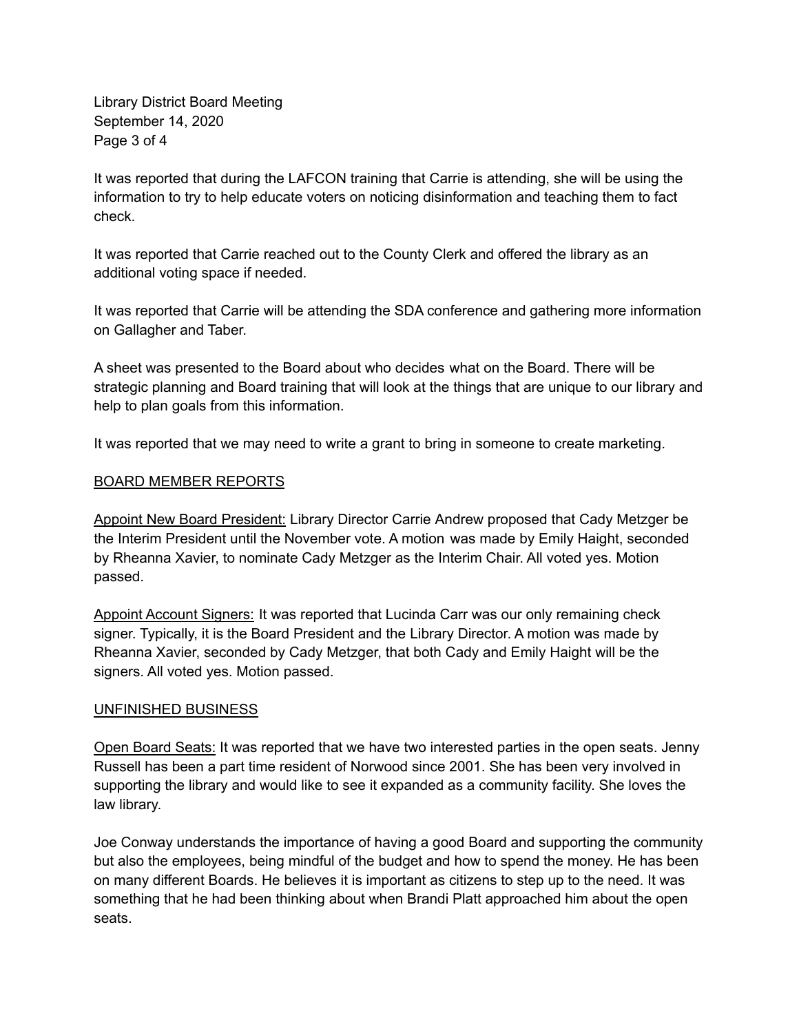It was reported that during the LAFCON training that Carrie is attending, she will be using the information to try to help educate voters on noticing disinformation and teaching them to fact check.

It was reported that Carrie reached out to the County Clerk and offered the library as an additional voting space if needed.

It was reported that Carrie will be attending the SDA conference and gathering more information on Gallagher and Taber.

A sheet was presented to the Board about who decides what on the Board. There will be strategic planning and Board training that will look at the things that are unique to our library and help to plan goals from this information.

It was reported that we may need to write a grant to bring in someone to create marketing.

## BOARD MEMBER REPORTS

Appoint New Board President: Library Director Carrie Andrew proposed that Cady Metzger be the Interim President until the November vote. A motion was made by Emily Haight, seconded by Rheanna Xavier, to nominate Cady Metzger as the Interim Chair. All voted yes. Motion passed.

Appoint Account Signers: It was reported that Lucinda Carr was our only remaining check signer. Typically, it is the Board President and the Library Director. A motion was made by Rheanna Xavier, seconded by Cady Metzger, that both Cady and Emily Haight will be the signers. All voted yes. Motion passed.

## UNFINISHED BUSINESS

Open Board Seats: It was reported that we have two interested parties in the open seats. Jenny Russell has been a part time resident of Norwood since 2001. She has been very involved in supporting the library and would like to see it expanded as a community facility. She loves the law library.

Joe Conway understands the importance of having a good Board and supporting the community but also the employees, being mindful of the budget and how to spend the money. He has been on many different Boards. He believes it is important as citizens to step up to the need. It was something that he had been thinking about when Brandi Platt approached him about the open seats.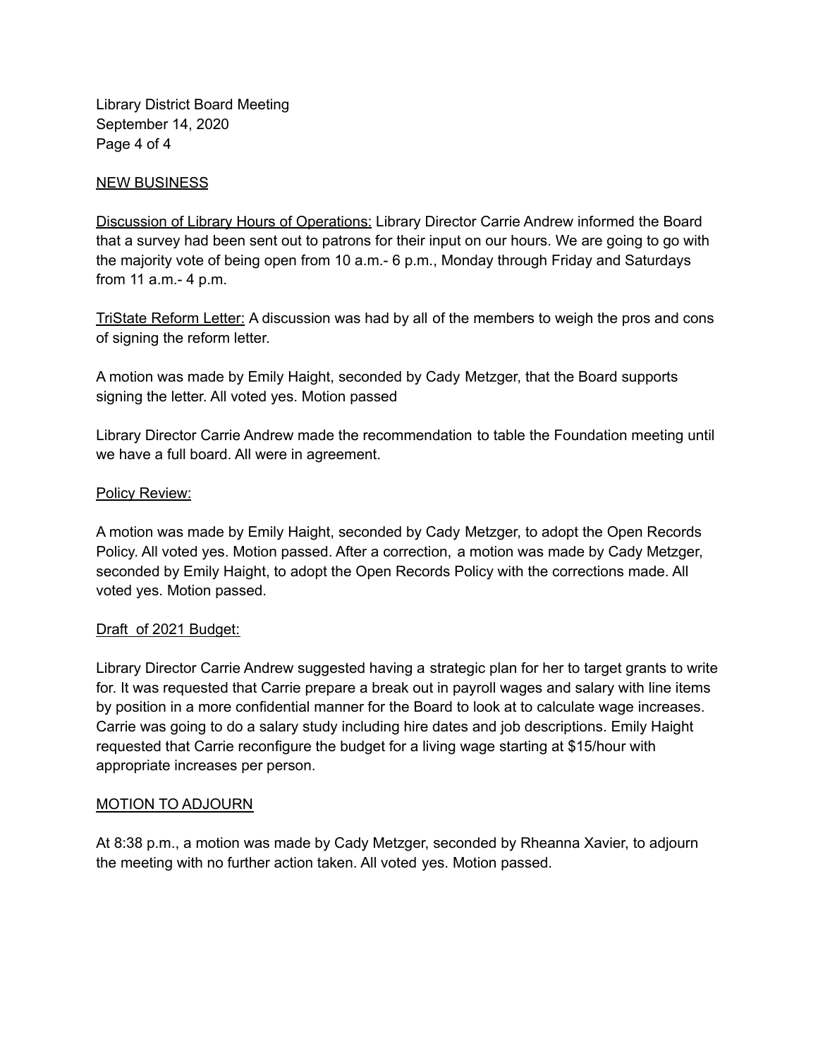Library District Board Meeting
September 14, 2020

## NEW BUSINESS

Discussion of Library Hours of Operations: Library Director Carrie Andrew informed the Board that a survey had been sent out to patrons for their input on our hours. We are going to go with the majority vote of being open from 10 a.m.- 6 p.m., Monday through Friday and Saturdays from 11 a.m.- 4 p.m.

TriState Reform Letter: A discussion was had by all of the members to weigh the pros and cons of signing the reform letter.

A motion was made by Emily Haight, seconded by Cady Metzger, that the Board supports signing the letter. All voted yes. Motion passed

Library Director Carrie Andrew made the recommendation to table the Foundation meeting until we have a full board. All were in agreement.

### Policy Review:

A motion was made by Emily Haight, seconded by Cady Metzger, to adopt the Open Records Policy. All voted yes. Motion passed. After a correction, a motion was made by Cady Metzger, seconded by Emily Haight, to adopt the Open Records Policy with the corrections made. All voted yes. Motion passed.

### Draft of 2021 Budget:

Library Director Carrie Andrew suggested having a strategic plan for her to target grants to write for. It was requested that Carrie prepare a break out in payroll wages and salary with line items by position in a more confidential manner for the Board to look at to calculate wage increases. Carrie was going to do a salary study including hire dates and job descriptions. Emily Haight requested that Carrie reconfigure the budget for a living wage starting at $15/hour with appropriate increases per person.

## MOTION TO ADJOURN

At 8:38 p.m., a motion was made by Cady Metzger, seconded by Rheanna Xavier, to adjourn the meeting with no further action taken. All voted yes. Motion passed.